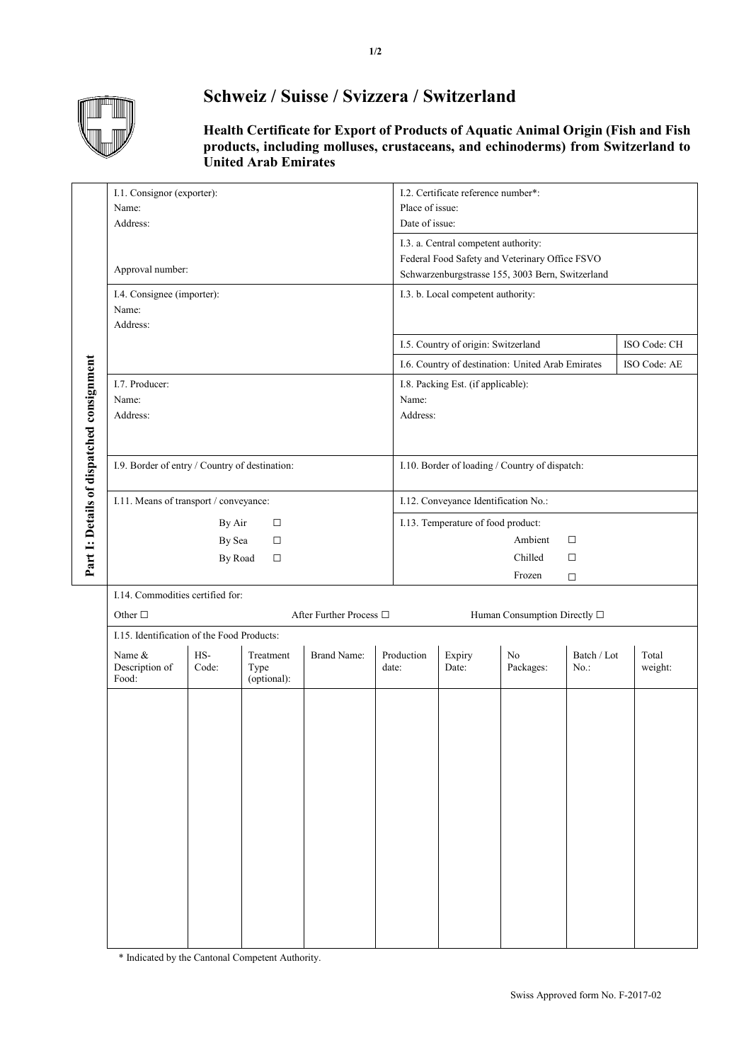# Schweiz / Suisse / Svizzera / Switzerland

**Health Certificate for Export of Products of Aquatic Animal Origin (Fish and Fish products, including molluses, crustaceans, and echinoderms) from Switzerland to United Arab Emirates**

**Part I: Details of dispatched consignment**

| | |
|---|---|
| I.1. Consignor (exporter):<br>Name:<br>Address:<br><br>Approval number: | I.2. Certificate reference number*:<br>Place of issue:<br>Date of issue:<br><br>I.3. a. Central competent authority:<br>Federal Food Safety and Veterinary Office FSVO<br>Schwarzenburgstrasse 155, 3003 Bern, Switzerland |
| I.4. Consignee (importer):<br>Name:<br>Address: | I.3. b. Local competent authority:<br><br>I.5. Country of origin: Switzerland — ISO Code: CH<br>I.6. Country of destination: United Arab Emirates — ISO Code: AE |
| I.7. Producer:<br>Name:<br>Address: | I.8. Packing Est. (if applicable):<br>Name:<br>Address: |
| I.9. Border of entry / Country of destination: | I.10. Border of loading / Country of dispatch: |
| I.11. Means of transport / conveyance: | I.12. Conveyance Identification No.: |
| By Air ☐<br>By Sea ☐<br>By Road ☐ | I.13. Temperature of food product:<br>Ambient ☐<br>Chilled ☐<br>Frozen ☐ |

I.14. Commodities certified for:

Other ☐ After Further Process ☐ Human Consumption Directly ☐

I.15. Identification of the Food Products:

| Name & Description of Food: | HS-Code: | Treatment Type (optional): | Brand Name: | Production date: | Expiry Date: | No Packages: | Batch / Lot No.: | Total weight: |
|---|---|---|---|---|---|---|---|---|
| | | | | | | | | |

\* Indicated by the Cantonal Competent Authority.

Swiss Approved form No. F-2017-02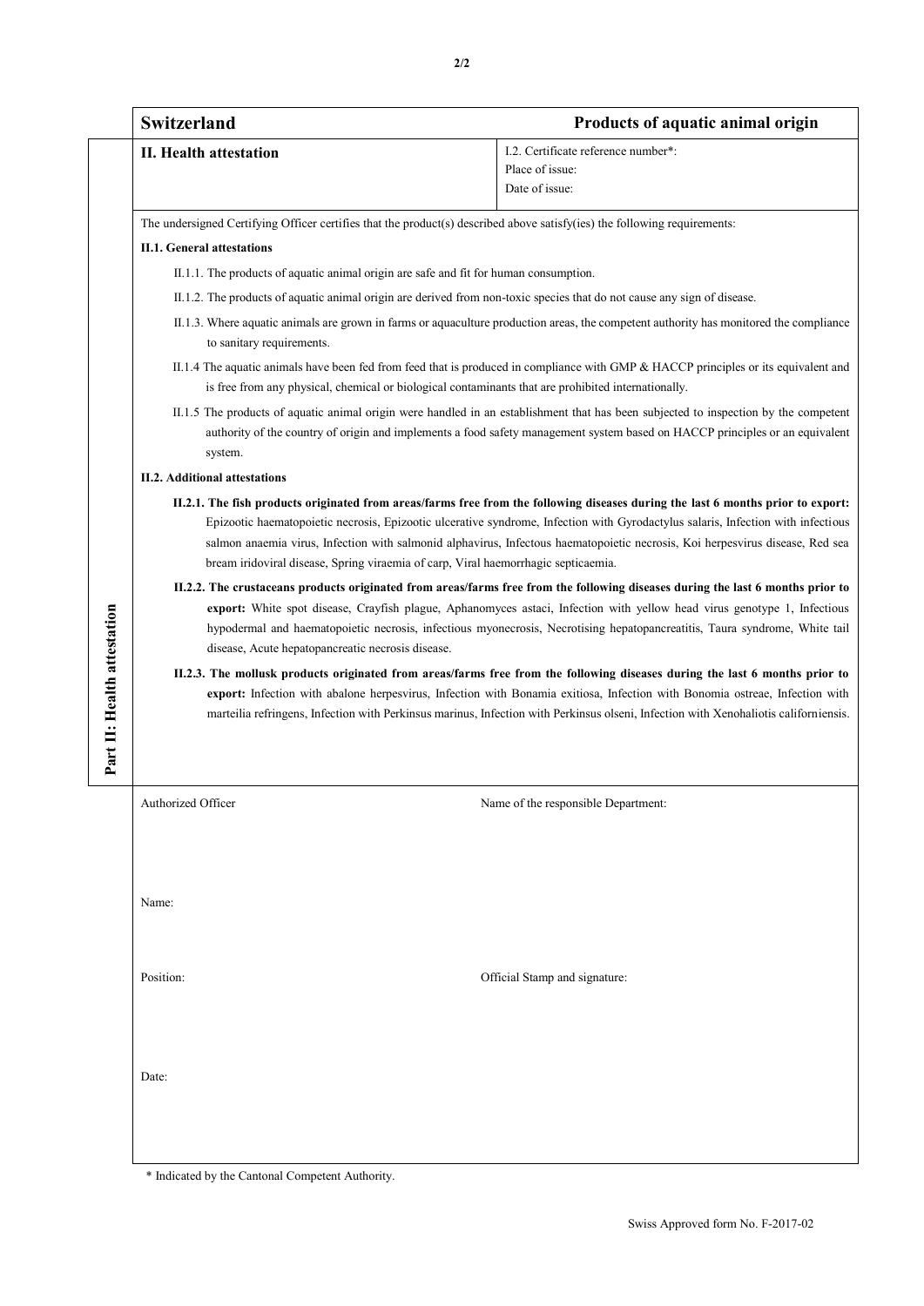| Switzerland | Products of aquatic animal origin |
|---|---|
| **II. Health attestation** | I.2. Certificate reference number*:<br>Place of issue:<br>Date of issue: |

**Part II: Health attestation**

The undersigned Certifying Officer certifies that the product(s) described above satisfy(ies) the following requirements:

**II.1. General attestations**

II.1.1. The products of aquatic animal origin are safe and fit for human consumption.

II.1.2. The products of aquatic animal origin are derived from non-toxic species that do not cause any sign of disease.

II.1.3. Where aquatic animals are grown in farms or aquaculture production areas, the competent authority has monitored the compliance to sanitary requirements.

II.1.4 The aquatic animals have been fed from feed that is produced in compliance with GMP & HACCP principles or its equivalent and is free from any physical, chemical or biological contaminants that are prohibited internationally.

II.1.5 The products of aquatic animal origin were handled in an establishment that has been subjected to inspection by the competent authority of the country of origin and implements a food safety management system based on HACCP principles or an equivalent system.

**II.2. Additional attestations**

**II.2.1. The fish products originated from areas/farms free from the following diseases during the last 6 months prior to export:** Epizootic haematopoietic necrosis, Epizootic ulcerative syndrome, Infection with Gyrodactylus salaris, Infection with infectious salmon anaemia virus, Infection with salmonid alphavirus, Infectous haematopoietic necrosis, Koi herpesvirus disease, Red sea bream iridoviral disease, Spring viraemia of carp, Viral haemorrhagic septicaemia.

**II.2.2. The crustaceans products originated from areas/farms free from the following diseases during the last 6 months prior to export:** White spot disease, Crayfish plague, Aphanomyces astaci, Infection with yellow head virus genotype 1, Infectious hypodermal and haematopoietic necrosis, infectious myonecrosis, Necrotising hepatopancreatitis, Taura syndrome, White tail disease, Acute hepatopancreatic necrosis disease.

**II.2.3. The mollusk products originated from areas/farms free from the following diseases during the last 6 months prior to export:** Infection with abalone herpesvirus, Infection with Bonamia exitiosa, Infection with Bonomia ostreae, Infection with marteilia refringens, Infection with Perkinsus marinus, Infection with Perkinsus olseni, Infection with Xenohaliotis californiensis.

Authorized Officer

Name of the responsible Department:

Name:

Position:

Official Stamp and signature:

Date:

* Indicated by the Cantonal Competent Authority.

Swiss Approved form No. F-2017-02